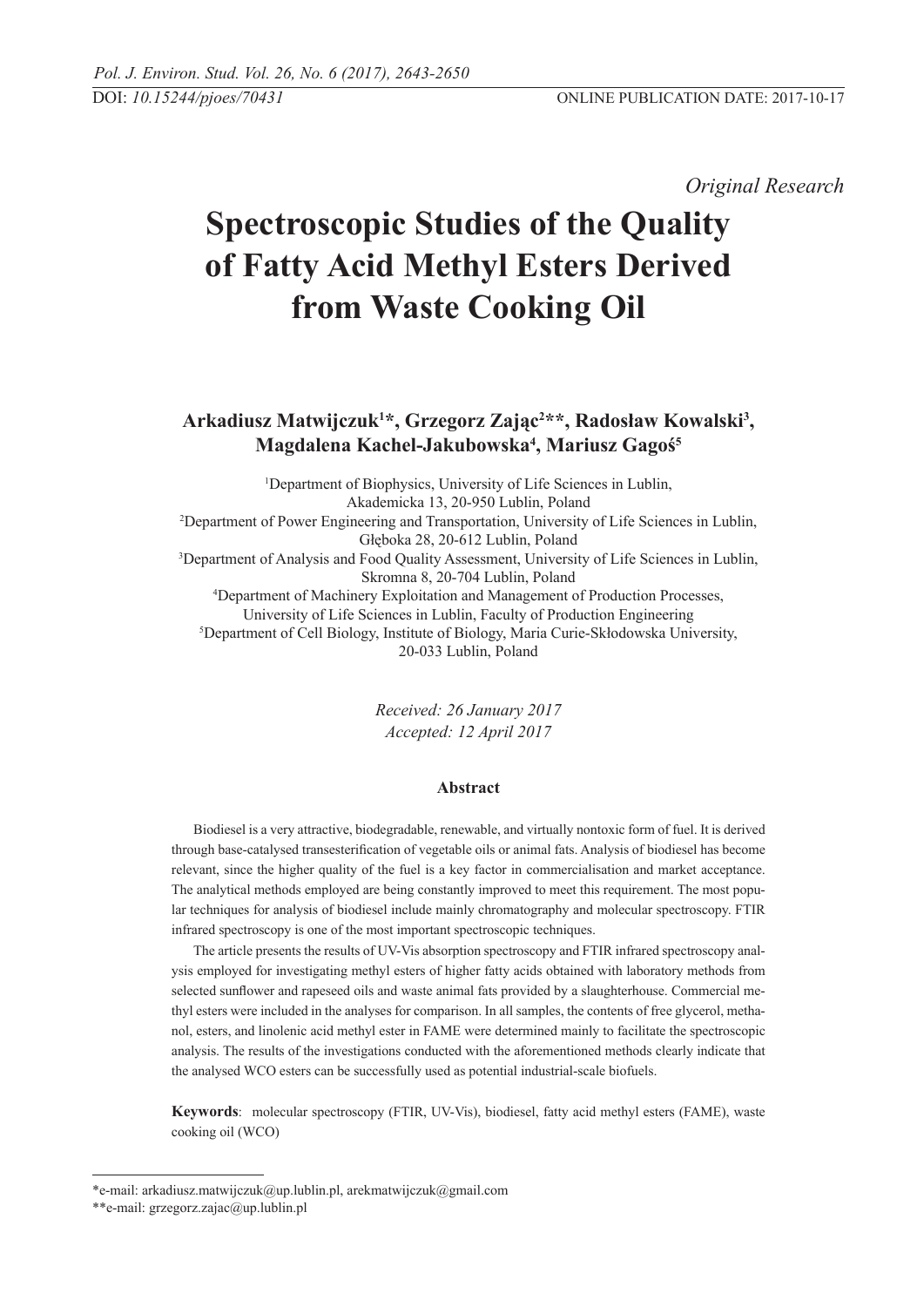DOI: 10.15244/pjoes/70431

ONLINE PUBLICATION DATE: 2017-10-17

*Original Research*

# Spectroscopic Studies of the Quality of Fatty Acid Methyl Esters Derived from Waste Cooking Oil

**Arkadiusz Matwijczuk[1]*, Grzegorz Zając[2]**, Radosław Kowalski[3], Magdalena Kachel-Jakubowska[4], Mariusz Gagoś[5]**

[1]Department of Biophysics, University of Life Sciences in Lublin, Akademicka 13, 20-950 Lublin, Poland
[2]Department of Power Engineering and Transportation, University of Life Sciences in Lublin, Głęboka 28, 20-612 Lublin, Poland
[3]Department of Analysis and Food Quality Assessment, University of Life Sciences in Lublin, Skromna 8, 20-704 Lublin, Poland
[4]Department of Machinery Exploitation and Management of Production Processes, University of Life Sciences in Lublin, Faculty of Production Engineering
[5]Department of Cell Biology, Institute of Biology, Maria Curie-Skłodowska University, 20-033 Lublin, Poland

*Received: 26 January 2017*
*Accepted: 12 April 2017*

## Abstract

Biodiesel is a very attractive, biodegradable, renewable, and virtually nontoxic form of fuel. It is derived through base-catalysed transesterification of vegetable oils or animal fats. Analysis of biodiesel has become relevant, since the higher quality of the fuel is a key factor in commercialisation and market acceptance. The analytical methods employed are being constantly improved to meet this requirement. The most popular techniques for analysis of biodiesel include mainly chromatography and molecular spectroscopy. FTIR infrared spectroscopy is one of the most important spectroscopic techniques.

The article presents the results of UV-Vis absorption spectroscopy and FTIR infrared spectroscopy analysis employed for investigating methyl esters of higher fatty acids obtained with laboratory methods from selected sunflower and rapeseed oils and waste animal fats provided by a slaughterhouse. Commercial methyl esters were included in the analyses for comparison. In all samples, the contents of free glycerol, methanol, esters, and linolenic acid methyl ester in FAME were determined mainly to facilitate the spectroscopic analysis. The results of the investigations conducted with the aforementioned methods clearly indicate that the analysed WCO esters can be successfully used as potential industrial-scale biofuels.

**Keywords**: molecular spectroscopy (FTIR, UV-Vis), biodiesel, fatty acid methyl esters (FAME), waste cooking oil (WCO)

*e-mail: arkadiusz.matwijczuk@up.lublin.pl, arekmatwijczuk@gmail.com
**e-mail: grzegorz.zajac@up.lublin.pl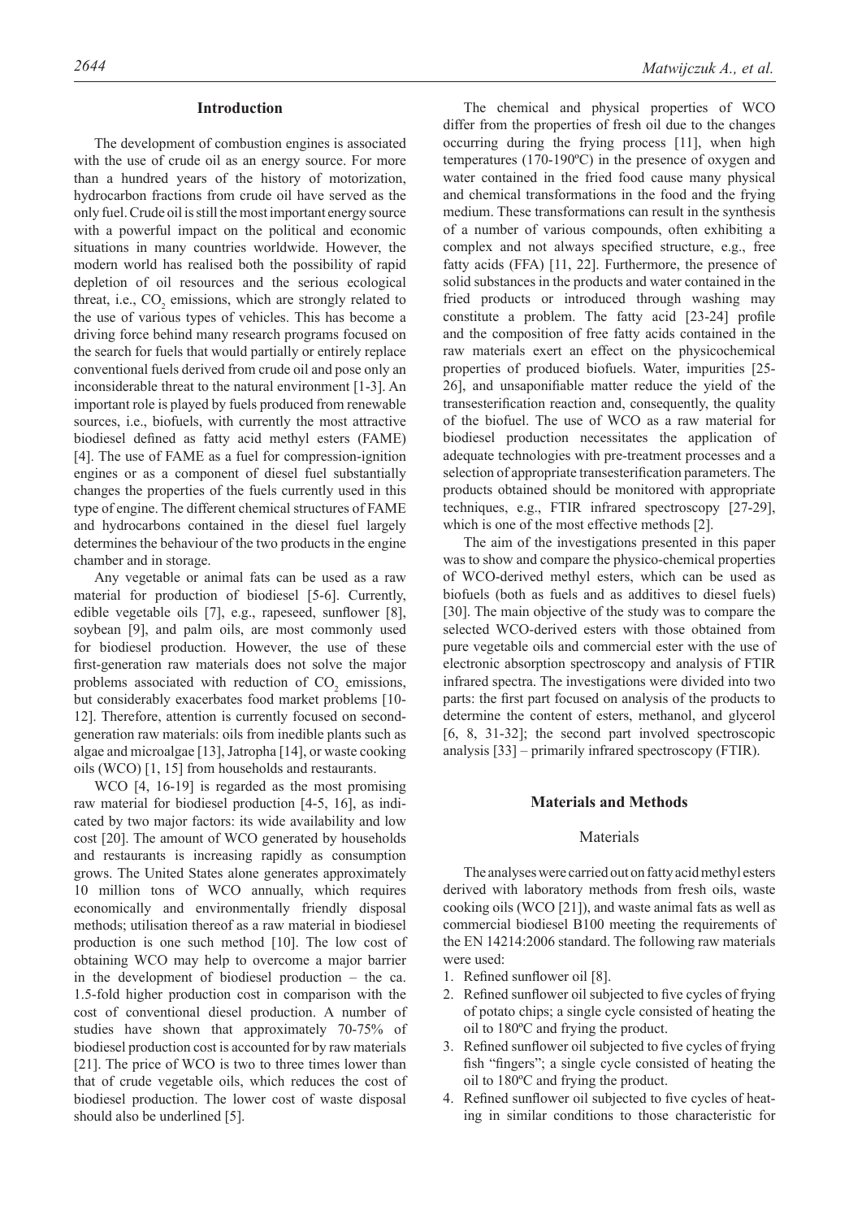## Introduction

The development of combustion engines is associated with the use of crude oil as an energy source. For more than a hundred years of the history of motorization, hydrocarbon fractions from crude oil have served as the only fuel. Crude oil is still the most important energy source with a powerful impact on the political and economic situations in many countries worldwide. However, the modern world has realised both the possibility of rapid depletion of oil resources and the serious ecological threat, i.e., $CO_2$ emissions, which are strongly related to the use of various types of vehicles. This has become a driving force behind many research programs focused on the search for fuels that would partially or entirely replace conventional fuels derived from crude oil and pose only an inconsiderable threat to the natural environment [1-3]. An important role is played by fuels produced from renewable sources, i.e., biofuels, with currently the most attractive biodiesel defined as fatty acid methyl esters (FAME) [4]. The use of FAME as a fuel for compression-ignition engines or as a component of diesel fuel substantially changes the properties of the fuels currently used in this type of engine. The different chemical structures of FAME and hydrocarbons contained in the diesel fuel largely determines the behaviour of the two products in the engine chamber and in storage.

Any vegetable or animal fats can be used as a raw material for production of biodiesel [5-6]. Currently, edible vegetable oils [7], e.g., rapeseed, sunflower [8], soybean [9], and palm oils, are most commonly used for biodiesel production. However, the use of these first-generation raw materials does not solve the major problems associated with reduction of $CO_2$ emissions, but considerably exacerbates food market problems [10-12]. Therefore, attention is currently focused on second-generation raw materials: oils from inedible plants such as algae and microalgae [13], Jatropha [14], or waste cooking oils (WCO) [1, 15] from households and restaurants.

WCO [4, 16-19] is regarded as the most promising raw material for biodiesel production [4-5, 16], as indicated by two major factors: its wide availability and low cost [20]. The amount of WCO generated by households and restaurants is increasing rapidly as consumption grows. The United States alone generates approximately 10 million tons of WCO annually, which requires economically and environmentally friendly disposal methods; utilisation thereof as a raw material in biodiesel production is one such method [10]. The low cost of obtaining WCO may help to overcome a major barrier in the development of biodiesel production – the ca. 1.5-fold higher production cost in comparison with the cost of conventional diesel production. A number of studies have shown that approximately 70-75% of biodiesel production cost is accounted for by raw materials [21]. The price of WCO is two to three times lower than that of crude vegetable oils, which reduces the cost of biodiesel production. The lower cost of waste disposal should also be underlined [5].

The chemical and physical properties of WCO differ from the properties of fresh oil due to the changes occurring during the frying process [11], when high temperatures (170-190ºC) in the presence of oxygen and water contained in the fried food cause many physical and chemical transformations in the food and the frying medium. These transformations can result in the synthesis of a number of various compounds, often exhibiting a complex and not always specified structure, e.g., free fatty acids (FFA) [11, 22]. Furthermore, the presence of solid substances in the products and water contained in the fried products or introduced through washing may constitute a problem. The fatty acid [23-24] profile and the composition of free fatty acids contained in the raw materials exert an effect on the physicochemical properties of produced biofuels. Water, impurities [25-26], and unsaponifiable matter reduce the yield of the transesterification reaction and, consequently, the quality of the biofuel. The use of WCO as a raw material for biodiesel production necessitates the application of adequate technologies with pre-treatment processes and a selection of appropriate transesterification parameters. The products obtained should be monitored with appropriate techniques, e.g., FTIR infrared spectroscopy [27-29], which is one of the most effective methods [2].

The aim of the investigations presented in this paper was to show and compare the physico-chemical properties of WCO-derived methyl esters, which can be used as biofuels (both as fuels and as additives to diesel fuels) [30]. The main objective of the study was to compare the selected WCO-derived esters with those obtained from pure vegetable oils and commercial ester with the use of electronic absorption spectroscopy and analysis of FTIR infrared spectra. The investigations were divided into two parts: the first part focused on analysis of the products to determine the content of esters, methanol, and glycerol [6, 8, 31-32]; the second part involved spectroscopic analysis [33] – primarily infrared spectroscopy (FTIR).

## Materials and Methods

### Materials

The analyses were carried out on fatty acid methyl esters derived with laboratory methods from fresh oils, waste cooking oils (WCO [21]), and waste animal fats as well as commercial biodiesel B100 meeting the requirements of the EN 14214:2006 standard. The following raw materials were used:

1. Refined sunflower oil [8].
2. Refined sunflower oil subjected to five cycles of frying of potato chips; a single cycle consisted of heating the oil to 180ºC and frying the product.
3. Refined sunflower oil subjected to five cycles of frying fish "fingers"; a single cycle consisted of heating the oil to 180ºC and frying the product.
4. Refined sunflower oil subjected to five cycles of heating in similar conditions to those characteristic for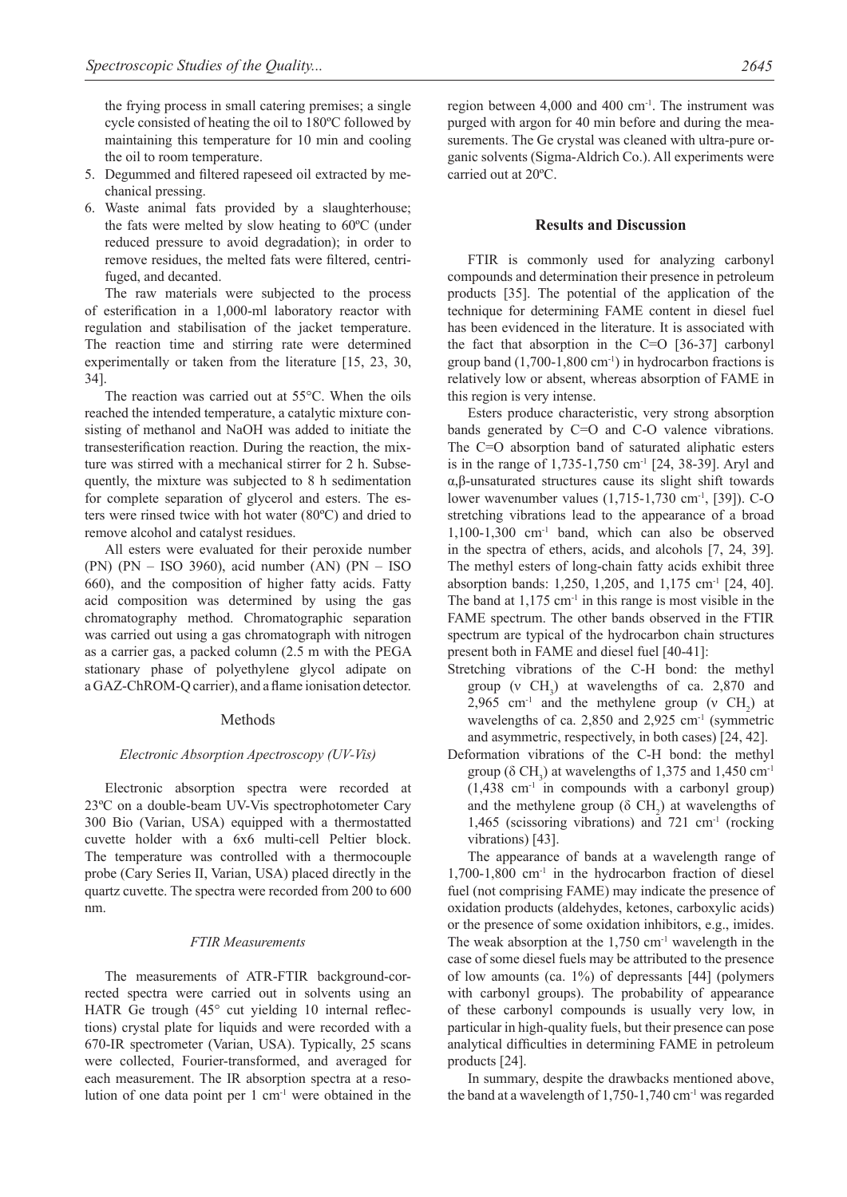the frying process in small catering premises; a single cycle consisted of heating the oil to 180ºC followed by maintaining this temperature for 10 min and cooling the oil to room temperature.

5. Degummed and filtered rapeseed oil extracted by mechanical pressing.
6. Waste animal fats provided by a slaughterhouse; the fats were melted by slow heating to 60ºC (under reduced pressure to avoid degradation); in order to remove residues, the melted fats were filtered, centrifuged, and decanted.

The raw materials were subjected to the process of esterification in a 1,000-ml laboratory reactor with regulation and stabilisation of the jacket temperature. The reaction time and stirring rate were determined experimentally or taken from the literature [15, 23, 30, 34].

The reaction was carried out at 55°C. When the oils reached the intended temperature, a catalytic mixture consisting of methanol and NaOH was added to initiate the transesterification reaction. During the reaction, the mixture was stirred with a mechanical stirrer for 2 h. Subsequently, the mixture was subjected to 8 h sedimentation for complete separation of glycerol and esters. The esters were rinsed twice with hot water (80ºC) and dried to remove alcohol and catalyst residues.

All esters were evaluated for their peroxide number (PN) (PN – ISO 3960), acid number (AN) (PN – ISO 660), and the composition of higher fatty acids. Fatty acid composition was determined by using the gas chromatography method. Chromatographic separation was carried out using a gas chromatograph with nitrogen as a carrier gas, a packed column (2.5 m with the PEGA stationary phase of polyethylene glycol adipate on a GAZ-ChROM-Q carrier), and a flame ionisation detector.

## Methods

### *Electronic Absorption Apectroscopy (UV-Vis)*

Electronic absorption spectra were recorded at 23ºC on a double-beam UV-Vis spectrophotometer Cary 300 Bio (Varian, USA) equipped with a thermostatted cuvette holder with a 6x6 multi-cell Peltier block. The temperature was controlled with a thermocouple probe (Cary Series II, Varian, USA) placed directly in the quartz cuvette. The spectra were recorded from 200 to 600 nm.

### *FTIR Measurements*

The measurements of ATR-FTIR background-corrected spectra were carried out in solvents using an HATR Ge trough (45° cut yielding 10 internal reflections) crystal plate for liquids and were recorded with a 670-IR spectrometer (Varian, USA). Typically, 25 scans were collected, Fourier-transformed, and averaged for each measurement. The IR absorption spectra at a resolution of one data point per 1 $cm^{-1}$ were obtained in the region between 4,000 and 400 $cm^{-1}$. The instrument was purged with argon for 40 min before and during the measurements. The Ge crystal was cleaned with ultra-pure organic solvents (Sigma-Aldrich Co.). All experiments were carried out at 20ºC.

## Results and Discussion

FTIR is commonly used for analyzing carbonyl compounds and determination their presence in petroleum products [35]. The potential of the application of the technique for determining FAME content in diesel fuel has been evidenced in the literature. It is associated with the fact that absorption in the C=O [36-37] carbonyl group band (1,700-1,800 $cm^{-1}$) in hydrocarbon fractions is relatively low or absent, whereas absorption of FAME in this region is very intense.

Esters produce characteristic, very strong absorption bands generated by C=O and C-O valence vibrations. The C=O absorption band of saturated aliphatic esters is in the range of 1,735-1,750 $cm^{-1}$ [24, 38-39]. Aryl and α,β-unsaturated structures cause its slight shift towards lower wavenumber values (1,715-1,730 $cm^{-1}$, [39]). C-O stretching vibrations lead to the appearance of a broad 1,100-1,300 $cm^{-1}$ band, which can also be observed in the spectra of ethers, acids, and alcohols [7, 24, 39]. The methyl esters of long-chain fatty acids exhibit three absorption bands: 1,250, 1,205, and 1,175 $cm^{-1}$ [24, 40]. The band at 1,175 $cm^{-1}$ in this range is most visible in the FAME spectrum. The other bands observed in the FTIR spectrum are typical of the hydrocarbon chain structures present both in FAME and diesel fuel [40-41]:

- Stretching vibrations of the C-H bond: the methyl group ($\nu$ $CH_3$) at wavelengths of ca. 2,870 and 2,965 $cm^{-1}$ and the methylene group ($\nu$ $CH_2$) at wavelengths of ca. 2,850 and 2,925 $cm^{-1}$ (symmetric and asymmetric, respectively, in both cases) [24, 42].
- Deformation vibrations of the C-H bond: the methyl group ($\delta$ $CH_3$) at wavelengths of 1,375 and 1,450 $cm^{-1}$ (1,438 $cm^{-1}$ in compounds with a carbonyl group) and the methylene group ($\delta$ $CH_2$) at wavelengths of 1,465 (scissoring vibrations) and 721 $cm^{-1}$ (rocking vibrations) [43].

The appearance of bands at a wavelength range of 1,700-1,800 $cm^{-1}$ in the hydrocarbon fraction of diesel fuel (not comprising FAME) may indicate the presence of oxidation products (aldehydes, ketones, carboxylic acids) or the presence of some oxidation inhibitors, e.g., imides. The weak absorption at the 1,750 $cm^{-1}$ wavelength in the case of some diesel fuels may be attributed to the presence of low amounts (ca. 1%) of depressants [44] (polymers with carbonyl groups). The probability of appearance of these carbonyl compounds is usually very low, in particular in high-quality fuels, but their presence can pose analytical difficulties in determining FAME in petroleum products [24].

In summary, despite the drawbacks mentioned above, the band at a wavelength of 1,750-1,740 $cm^{-1}$ was regarded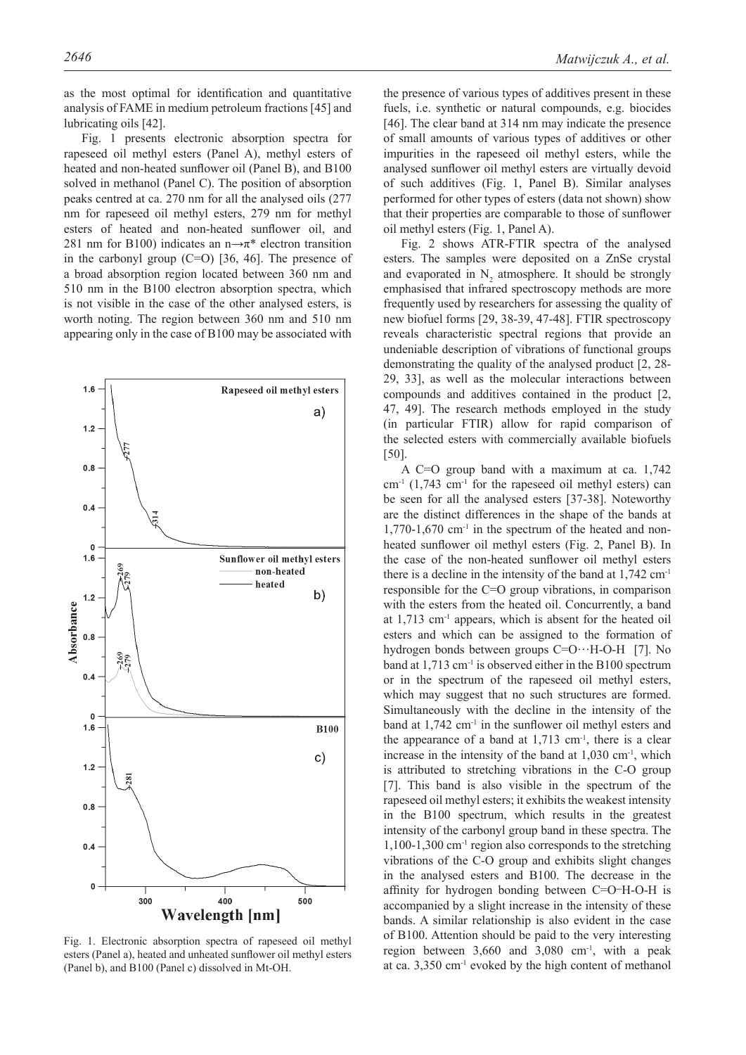as the most optimal for identification and quantitative analysis of FAME in medium petroleum fractions [45] and lubricating oils [42].

Fig. 1 presents electronic absorption spectra for rapeseed oil methyl esters (Panel A), methyl esters of heated and non-heated sunflower oil (Panel B), and B100 solved in methanol (Panel C). The position of absorption peaks centred at ca. 270 nm for all the analysed oils (277 nm for rapeseed oil methyl esters, 279 nm for methyl esters of heated and non-heated sunflower oil, and 281 nm for B100) indicates an n→π* electron transition in the carbonyl group (C=O) [36, 46]. The presence of a broad absorption region located between 360 nm and 510 nm in the B100 electron absorption spectra, which is not visible in the case of the other analysed esters, is worth noting. The region between 360 nm and 510 nm appearing only in the case of B100 may be associated with the presence of various types of additives present in these fuels, i.e. synthetic or natural compounds, e.g. biocides [46]. The clear band at 314 nm may indicate the presence of small amounts of various types of additives or other impurities in the rapeseed oil methyl esters, while the analysed sunflower oil methyl esters are virtually devoid of such additives (Fig. 1, Panel B). Similar analyses performed for other types of esters (data not shown) show that their properties are comparable to those of sunflower oil methyl esters (Fig. 1, Panel A).

Fig. 1. Electronic absorption spectra of rapeseed oil methyl esters (Panel a), heated and unheated sunflower oil methyl esters (Panel b), and B100 (Panel c) dissolved in Mt-OH.

Fig. 2 shows ATR-FTIR spectra of the analysed esters. The samples were deposited on a ZnSe crystal and evaporated in $N_2$ atmosphere. It should be strongly emphasised that infrared spectroscopy methods are more frequently used by researchers for assessing the quality of new biofuel forms [29, 38-39, 47-48]. FTIR spectroscopy reveals characteristic spectral regions that provide an undeniable description of vibrations of functional groups demonstrating the quality of the analysed product [2, 28-29, 33], as well as the molecular interactions between compounds and additives contained in the product [2, 47, 49]. The research methods employed in the study (in particular FTIR) allow for rapid comparison of the selected esters with commercially available biofuels [50].

A C=O group band with a maximum at ca. 1,742 $cm^{-1}$ (1,743 $cm^{-1}$ for the rapeseed oil methyl esters) can be seen for all the analysed esters [37-38]. Noteworthy are the distinct differences in the shape of the bands at 1,770-1,670 $cm^{-1}$ in the spectrum of the heated and non-heated sunflower oil methyl esters (Fig. 2, Panel B). In the case of the non-heated sunflower oil methyl esters there is a decline in the intensity of the band at 1,742 $cm^{-1}$ responsible for the C=O group vibrations, in comparison with the esters from the heated oil. Concurrently, a band at 1,713 $cm^{-1}$ appears, which is absent for the heated oil esters and which can be assigned to the formation of hydrogen bonds between groups C=O···H-O-H [7]. No band at 1,713 $cm^{-1}$ is observed either in the B100 spectrum or in the spectrum of the rapeseed oil methyl esters, which may suggest that no such structures are formed. Simultaneously with the decline in the intensity of the band at 1,742 $cm^{-1}$ in the sunflower oil methyl esters and the appearance of a band at 1,713 $cm^{-1}$, there is a clear increase in the intensity of the band at 1,030 $cm^{-1}$, which is attributed to stretching vibrations in the C-O group [7]. This band is also visible in the spectrum of the rapeseed oil methyl esters; it exhibits the weakest intensity in the B100 spectrum, which results in the greatest intensity of the carbonyl group band in these spectra. The 1,100-1,300 $cm^{-1}$ region also corresponds to the stretching vibrations of the C-O group and exhibits slight changes in the analysed esters and B100. The decrease in the affinity for hydrogen bonding between C=O··H-O-H is accompanied by a slight increase in the intensity of these bands. A similar relationship is also evident in the case of B100. Attention should be paid to the very interesting region between 3,660 and 3,080 $cm^{-1}$, with a peak at ca. 3,350 $cm^{-1}$ evoked by the high content of methanol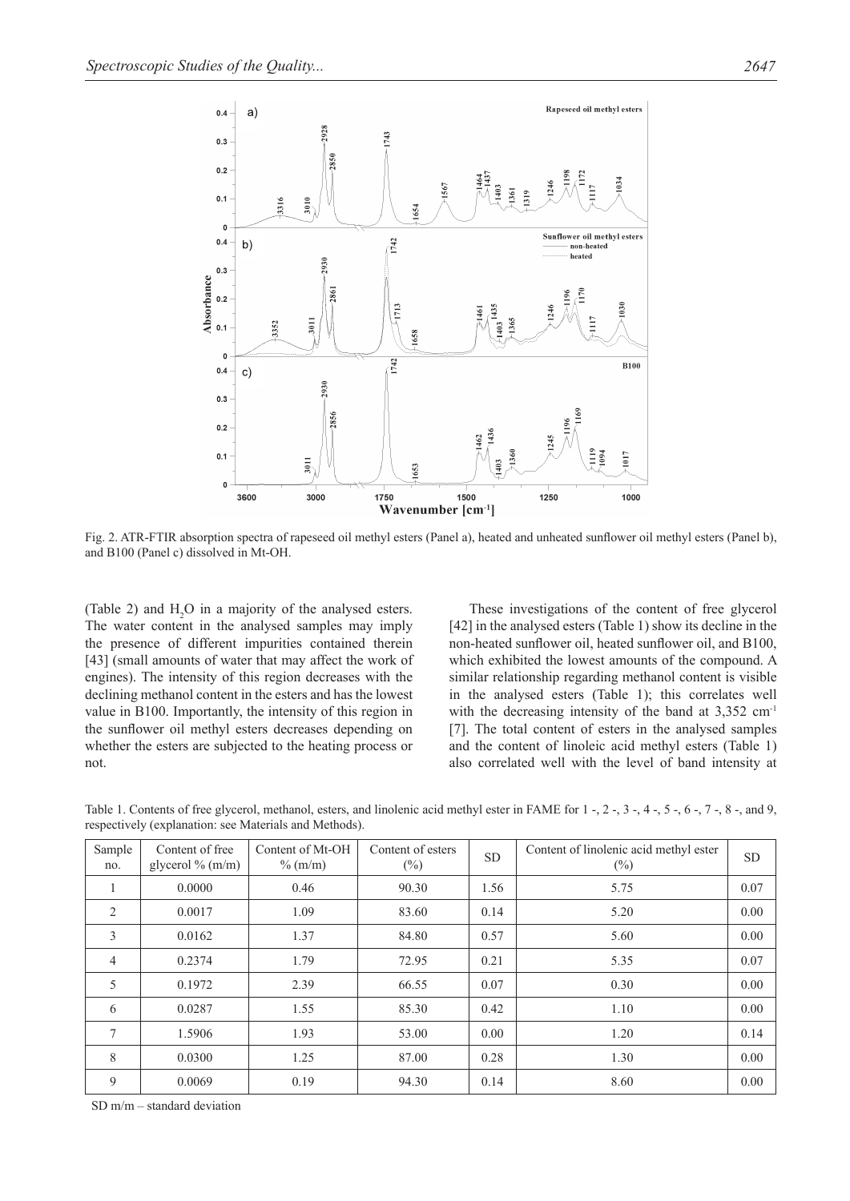Fig. 2. ATR-FTIR absorption spectra of rapeseed oil methyl esters (Panel a), heated and unheated sunflower oil methyl esters (Panel b), and B100 (Panel c) dissolved in Mt-OH.

(Table 2) and $H_2O$ in a majority of the analysed esters. The water content in the analysed samples may imply the presence of different impurities contained therein [43] (small amounts of water that may affect the work of engines). The intensity of this region decreases with the declining methanol content in the esters and has the lowest value in B100. Importantly, the intensity of this region in the sunflower oil methyl esters decreases depending on whether the esters are subjected to the heating process or not.

These investigations of the content of free glycerol [42] in the analysed esters (Table 1) show its decline in the non-heated sunflower oil, heated sunflower oil, and B100, which exhibited the lowest amounts of the compound. A similar relationship regarding methanol content is visible in the analysed esters (Table 1); this correlates well with the decreasing intensity of the band at 3,352 $cm^{-1}$ [7]. The total content of esters in the analysed samples and the content of linoleic acid methyl esters (Table 1) also correlated well with the level of band intensity at

Table 1. Contents of free glycerol, methanol, esters, and linolenic acid methyl ester in FAME for 1 -, 2 -, 3 -, 4 -, 5 -, 6 -, 7 -, 8 -, and 9, respectively (explanation: see Materials and Methods).

| Sample no. | Content of free glycerol % (m/m) | Content of Mt-OH % (m/m) | Content of esters (%) | SD | Content of linolenic acid methyl ester (%) | SD |
|---|---|---|---|---|---|---|
| 1 | 0.0000 | 0.46 | 90.30 | 1.56 | 5.75 | 0.07 |
| 2 | 0.0017 | 1.09 | 83.60 | 0.14 | 5.20 | 0.00 |
| 3 | 0.0162 | 1.37 | 84.80 | 0.57 | 5.60 | 0.00 |
| 4 | 0.2374 | 1.79 | 72.95 | 0.21 | 5.35 | 0.07 |
| 5 | 0.1972 | 2.39 | 66.55 | 0.07 | 0.30 | 0.00 |
| 6 | 0.0287 | 1.55 | 85.30 | 0.42 | 1.10 | 0.00 |
| 7 | 1.5906 | 1.93 | 53.00 | 0.00 | 1.20 | 0.14 |
| 8 | 0.0300 | 1.25 | 87.00 | 0.28 | 1.30 | 0.00 |
| 9 | 0.0069 | 0.19 | 94.30 | 0.14 | 8.60 | 0.00 |

SD m/m – standard deviation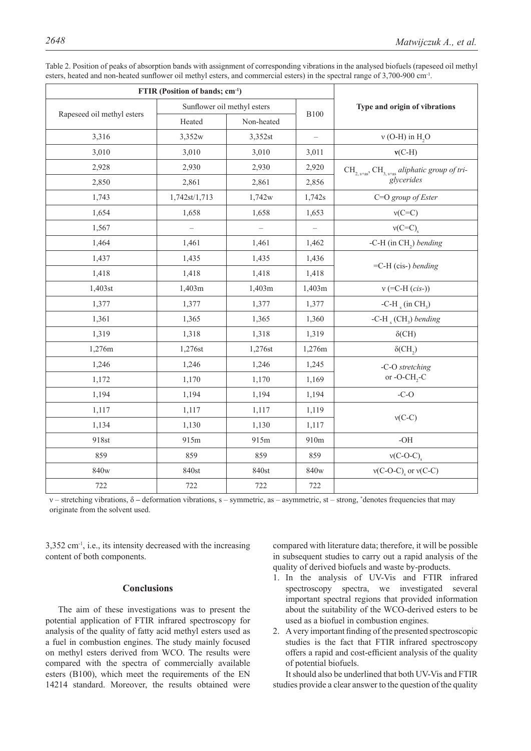Table 2. Position of peaks of absorption bands with assignment of corresponding vibrations in the analysed biofuels (rapeseed oil methyl esters, heated and non-heated sunflower oil methyl esters, and commercial esters) in the spectral range of 3,700-900 $cm^{-1}$.

| FTIR (Position of bands; $cm^{-1}$) | | | | Type and origin of vibrations |
|---|---|---|---|---|
| Rapeseed oil methyl esters | Sunflower oil methyl esters | | B100 | |
| | Heated | Non-heated | | |
| 3,316 | 3,352w | 3,352st | – | ν (O-H) in $H_2O$ |
| 3,010 | 3,010 | 3,010 | 3,011 | **ν**(C-H) |
| 2,928 | 2,930 | 2,930 | 2,920 | $CH_{2,\ s+as}$, $CH_{3,\ s+as}$ *aliphatic group of triglycerides* |
| 2,850 | 2,861 | 2,861 | 2,856 | |
| 1,743 | 1,742st/1,713 | 1,742w | 1,742s | C=O *group of Ester* |
| 1,654 | 1,658 | 1,658 | 1,653 | ν(C=C) |
| 1,567 | – | – | – | $ν(C=C)_s$ |
| 1,464 | 1,461 | 1,461 | 1,462 | -C-H (in $CH_2$) *bending* |
| 1,437 | 1,435 | 1,435 | 1,436 | =C-H (cis-) *bending* |
| 1,418 | 1,418 | 1,418 | 1,418 | |
| 1,403st | 1,403m | 1,403m | 1,403m | ν (=C-H (*cis-*)) |
| 1,377 | 1,377 | 1,377 | 1,377 | $-C-H_s$ (in $CH_3$) |
| 1,361 | 1,365 | 1,365 | 1,360 | $-C-H_s$ ($CH_3$) *bending* |
| 1,319 | 1,318 | 1,318 | 1,319 | δ(CH) |
| 1,276m | 1,276st | 1,276st | 1,276m | δ($CH_2$) |
| 1,246 | 1,246 | 1,246 | 1,245 | -C-O *stretching* or -O-$CH_2$-C |
| 1,172 | 1,170 | 1,170 | 1,169 | |
| 1,194 | 1,194 | 1,194 | 1,194 | -C-O |
| 1,117 | 1,117 | 1,117 | 1,119 | ν(C-C) |
| 1,134 | 1,130 | 1,130 | 1,117 | |
| 918st | 915m | 915m | 910m | -OH |
| 859 | 859 | 859 | 859 | $ν(C-O-C)_s$ |
| 840w | 840st | 840st | 840w | $ν(C-O-C)_s$ or ν(C-C) |
| 722 | 722 | 722 | 722 | |

ν – stretching vibrations, δ – deformation vibrations, s – symmetric, as – asymmetric, st – strong, *denotes frequencies that may originate from the solvent used.

3,352 $cm^{-1}$, i.e., its intensity decreased with the increasing content of both components.

## Conclusions

The aim of these investigations was to present the potential application of FTIR infrared spectroscopy for analysis of the quality of fatty acid methyl esters used as a fuel in combustion engines. The study mainly focused on methyl esters derived from WCO. The results were compared with the spectra of commercially available esters (B100), which meet the requirements of the EN 14214 standard. Moreover, the results obtained were compared with literature data; therefore, it will be possible in subsequent studies to carry out a rapid analysis of the quality of derived biofuels and waste by-products.

1. In the analysis of UV-Vis and FTIR infrared spectroscopy spectra, we investigated several important spectral regions that provided information about the suitability of the WCO-derived esters to be used as a biofuel in combustion engines.
2. A very important finding of the presented spectroscopic studies is the fact that FTIR infrared spectroscopy offers a rapid and cost-efficient analysis of the quality of potential biofuels.

It should also be underlined that both UV-Vis and FTIR studies provide a clear answer to the question of the quality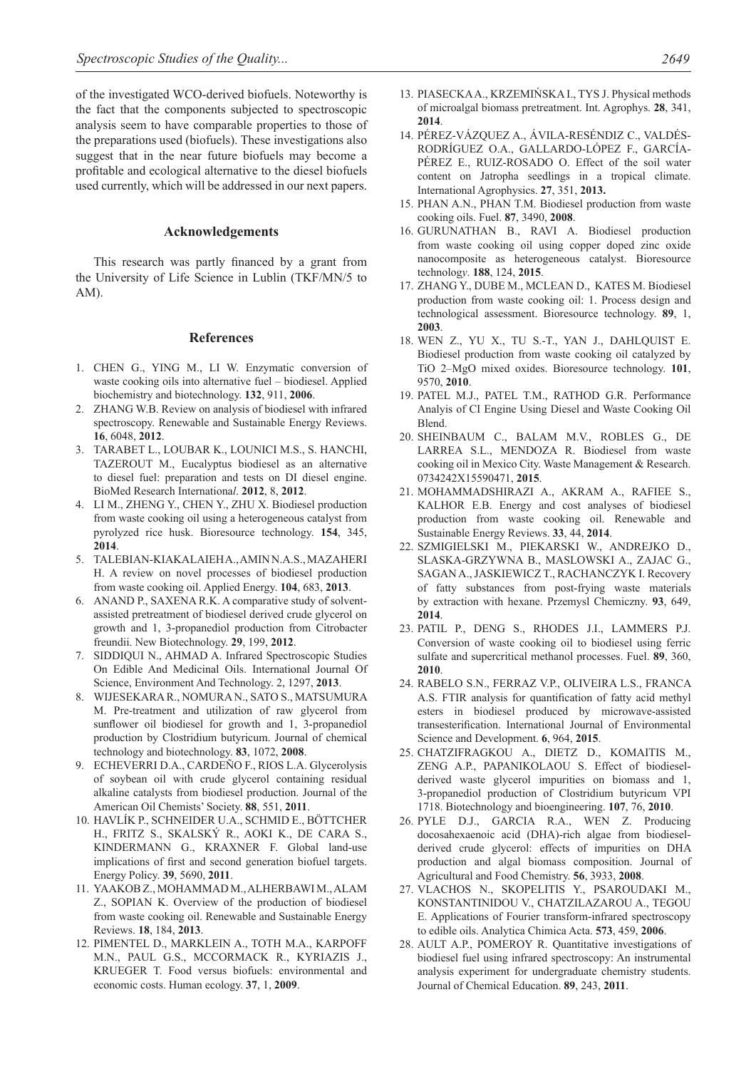of the investigated WCO-derived biofuels. Noteworthy is the fact that the components subjected to spectroscopic analysis seem to have comparable properties to those of the preparations used (biofuels). These investigations also suggest that in the near future biofuels may become a profitable and ecological alternative to the diesel biofuels used currently, which will be addressed in our next papers.

## Acknowledgements

This research was partly financed by a grant from the University of Life Science in Lublin (TKF/MN/5 to AM).

## References

1. CHEN G., YING M., LI W. Enzymatic conversion of waste cooking oils into alternative fuel – biodiesel. Applied biochemistry and biotechnology. **132**, 911, **2006**.
2. ZHANG W.B. Review on analysis of biodiesel with infrared spectroscopy. Renewable and Sustainable Energy Reviews. **16**, 6048, **2012**.
3. TARABET L., LOUBAR K., LOUNICI M.S., S. HANCHI, TAZEROUT M., Eucalyptus biodiesel as an alternative to diesel fuel: preparation and tests on DI diesel engine. BioMed Research International. **2012**, 8, **2012**.
4. LI M., ZHENG Y., CHEN Y., ZHU X. Biodiesel production from waste cooking oil using a heterogeneous catalyst from pyrolyzed rice husk. Bioresource technology. **154**, 345, **2014**.
5. TALEBIAN-KIAKALAIEH A., AMIN N.A.S., MAZAHERI H. A review on novel processes of biodiesel production from waste cooking oil. Applied Energy. **104**, 683, **2013**.
6. ANAND P., SAXENA R.K. A comparative study of solvent-assisted pretreatment of biodiesel derived crude glycerol on growth and 1, 3-propanediol production from Citrobacter freundii. New Biotechnology. **29**, 199, **2012**.
7. SIDDIQUI N., AHMAD A. Infrared Spectroscopic Studies On Edible And Medicinal Oils. International Journal Of Science, Environment And Technology. 2, 1297, **2013**.
8. WIJESEKARA R., NOMURA N., SATO S., MATSUMURA M. Pre-treatment and utilization of raw glycerol from sunflower oil biodiesel for growth and 1, 3-propanediol production by Clostridium butyricum. Journal of chemical technology and biotechnology. **83**, 1072, **2008**.
9. ECHEVERRI D.A., CARDEÑO F., RIOS L.A. Glycerolysis of soybean oil with crude glycerol containing residual alkaline catalysts from biodiesel production. Journal of the American Oil Chemists' Society. **88**, 551, **2011**.
10. HAVLÍK P., SCHNEIDER U.A., SCHMID E., BÖTTCHER H., FRITZ S., SKALSKÝ R., AOKI K., DE CARA S., KINDERMANN G., KRAXNER F. Global land-use implications of first and second generation biofuel targets. Energy Policy. **39**, 5690, **2011**.
11. YAAKOB Z., MOHAMMAD M., ALHERBAWI M., ALAM Z., SOPIAN K. Overview of the production of biodiesel from waste cooking oil. Renewable and Sustainable Energy Reviews. **18**, 184, **2013**.
12. PIMENTEL D., MARKLEIN A., TOTH M.A., KARPOFF M.N., PAUL G.S., MCCORMACK R., KYRIAZIS J., KRUEGER T. Food versus biofuels: environmental and economic costs. Human ecology. **37**, 1, **2009**.
13. PIASECKA A., KRZEMIŃSKA I., TYS J. Physical methods of microalgal biomass pretreatment. Int. Agrophys. **28**, 341, **2014**.
14. PÉREZ-VÁZQUEZ A., ÁVILA-RESÉNDIZ C., VALDÉS-RODRÍGUEZ O.A., GALLARDO-LÓPEZ F., GARCÍA-PÉREZ E., RUIZ-ROSADO O. Effect of the soil water content on Jatropha seedlings in a tropical climate. International Agrophysics. **27**, 351, **2013.**
15. PHAN A.N., PHAN T.M. Biodiesel production from waste cooking oils. Fuel. **87**, 3490, **2008**.
16. GURUNATHAN B., RAVI A. Biodiesel production from waste cooking oil using copper doped zinc oxide nanocomposite as heterogeneous catalyst. Bioresource technology. **188**, 124, **2015**.
17. ZHANG Y., DUBE M., MCLEAN D., KATES M. Biodiesel production from waste cooking oil: 1. Process design and technological assessment. Bioresource technology. **89**, 1, **2003**.
18. WEN Z., YU X., TU S.-T., YAN J., DAHLQUIST E. Biodiesel production from waste cooking oil catalyzed by TiO 2–MgO mixed oxides. Bioresource technology. **101**, 9570, **2010**.
19. PATEL M.J., PATEL T.M., RATHOD G.R. Performance Analyis of CI Engine Using Diesel and Waste Cooking Oil Blend.
20. SHEINBAUM C., BALAM M.V., ROBLES G., DE LARREA S.L., MENDOZA R. Biodiesel from waste cooking oil in Mexico City. Waste Management & Research. 0734242X15590471, **2015**.
21. MOHAMMADSHIRAZI A., AKRAM A., RAFIEE S., KALHOR E.B. Energy and cost analyses of biodiesel production from waste cooking oil. Renewable and Sustainable Energy Reviews. **33**, 44, **2014**.
22. SZMIGIELSKI M., PIEKARSKI W., ANDREJKO D., SLASKA-GRZYWNA B., MASLOWSKI A., ZAJAC G., SAGAN A., JASKIEWICZ T., RACHANCZYK I. Recovery of fatty substances from post-frying waste materials by extraction with hexane. Przemysl Chemiczny. **93**, 649, **2014**.
23. PATIL P., DENG S., RHODES J.I., LAMMERS P.J. Conversion of waste cooking oil to biodiesel using ferric sulfate and supercritical methanol processes. Fuel. **89**, 360, **2010**.
24. RABELO S.N., FERRAZ V.P., OLIVEIRA L.S., FRANCA A.S. FTIR analysis for quantification of fatty acid methyl esters in biodiesel produced by microwave-assisted transesterification. International Journal of Environmental Science and Development. **6**, 964, **2015**.
25. CHATZIFRAGKOU A., DIETZ D., KOMAITIS M., ZENG A.P., PAPANIKOLAOU S. Effect of biodiesel-derived waste glycerol impurities on biomass and 1, 3-propanediol production of Clostridium butyricum VPI 1718. Biotechnology and bioengineering. **107**, 76, **2010**.
26. PYLE D.J., GARCIA R.A., WEN Z. Producing docosahexaenoic acid (DHA)-rich algae from biodiesel-derived crude glycerol: effects of impurities on DHA production and algal biomass composition. Journal of Agricultural and Food Chemistry. **56**, 3933, **2008**.
27. VLACHOS N., SKOPELITIS Y., PSAROUDAKI M., KONSTANTINIDOU V., CHATZILAZAROU A., TEGOU E. Applications of Fourier transform-infrared spectroscopy to edible oils. Analytica Chimica Acta. **573**, 459, **2006**.
28. AULT A.P., POMEROY R. Quantitative investigations of biodiesel fuel using infrared spectroscopy: An instrumental analysis experiment for undergraduate chemistry students. Journal of Chemical Education. **89**, 243, **2011**.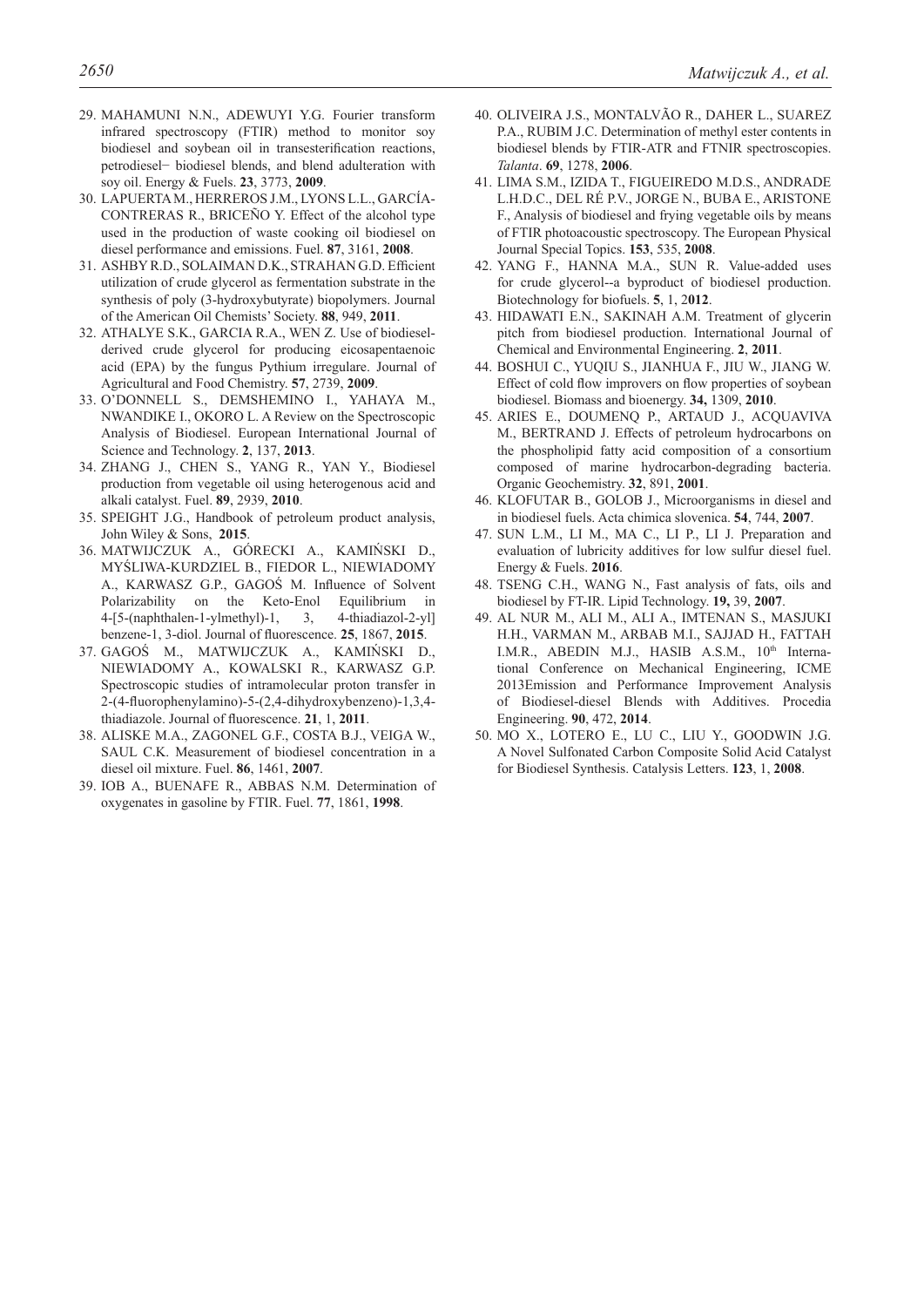29. MAHAMUNI N.N., ADEWUYI Y.G. Fourier transform infrared spectroscopy (FTIR) method to monitor soy biodiesel and soybean oil in transesterification reactions, petrodiesel− biodiesel blends, and blend adulteration with soy oil. Energy & Fuels. **23**, 3773, **2009**.
30. LAPUERTA M., HERREROS J.M., LYONS L.L., GARCÍA-CONTRERAS R., BRICEÑO Y. Effect of the alcohol type used in the production of waste cooking oil biodiesel on diesel performance and emissions. Fuel. **87**, 3161, **2008**.
31. ASHBY R.D., SOLAIMAN D.K., STRAHAN G.D. Efficient utilization of crude glycerol as fermentation substrate in the synthesis of poly (3-hydroxybutyrate) biopolymers. Journal of the American Oil Chemists' Society. **88**, 949, **2011**.
32. ATHALYE S.K., GARCIA R.A., WEN Z. Use of biodiesel-derived crude glycerol for producing eicosapentaenoic acid (EPA) by the fungus Pythium irregulare. Journal of Agricultural and Food Chemistry. **57**, 2739, **2009**.
33. O'DONNELL S., DEMSHEMINO I., YAHAYA M., NWANDIKE I., OKORO L. A Review on the Spectroscopic Analysis of Biodiesel. European International Journal of Science and Technology. **2**, 137, **2013**.
34. ZHANG J., CHEN S., YANG R., YAN Y., Biodiesel production from vegetable oil using heterogenous acid and alkali catalyst. Fuel. **89**, 2939, **2010**.
35. SPEIGHT J.G., Handbook of petroleum product analysis, John Wiley & Sons, **2015**.
36. MATWIJCZUK A., GÓRECKI A., KAMIŃSKI D., MYŚLIWA-KURDZIEL B., FIEDOR L., NIEWIADOMY A., KARWASZ G.P., GAGOŚ M. Influence of Solvent Polarizability on the Keto-Enol Equilibrium in 4-[5-(naphthalen-1-ylmethyl)-1, 3, 4-thiadiazol-2-yl] benzene-1, 3-diol. Journal of fluorescence. **25**, 1867, **2015**.
37. GAGOŚ M., MATWIJCZUK A., KAMIŃSKI D., NIEWIADOMY A., KOWALSKI R., KARWASZ G.P. Spectroscopic studies of intramolecular proton transfer in 2-(4-fluorophenylamino)-5-(2,4-dihydroxybenzeno)-1,3,4-thiadiazole. Journal of fluorescence. **21**, 1, **2011**.
38. ALISKE M.A., ZAGONEL G.F., COSTA B.J., VEIGA W., SAUL C.K. Measurement of biodiesel concentration in a diesel oil mixture. Fuel. **86**, 1461, **2007**.
39. IOB A., BUENAFE R., ABBAS N.M. Determination of oxygenates in gasoline by FTIR. Fuel. **77**, 1861, **1998**.
40. OLIVEIRA J.S., MONTALVÃO R., DAHER L., SUAREZ P.A., RUBIM J.C. Determination of methyl ester contents in biodiesel blends by FTIR-ATR and FTNIR spectroscopies. *Talanta*. **69**, 1278, **2006**.
41. LIMA S.M., IZIDA T., FIGUEIREDO M.D.S., ANDRADE L.H.D.C., DEL RÉ P.V., JORGE N., BUBA E., ARISTONE F., Analysis of biodiesel and frying vegetable oils by means of FTIR photoacoustic spectroscopy. The European Physical Journal Special Topics. **153**, 535, **2008**.
42. YANG F., HANNA M.A., SUN R. Value-added uses for crude glycerol--a byproduct of biodiesel production. Biotechnology for biofuels. **5**, 1, 2**012**.
43. HIDAWATI E.N., SAKINAH A.M. Treatment of glycerin pitch from biodiesel production. International Journal of Chemical and Environmental Engineering. **2**, **2011**.
44. BOSHUI C., YUQIU S., JIANHUA F., JIU W., JIANG W. Effect of cold flow improvers on flow properties of soybean biodiesel. Biomass and bioenergy. **34,** 1309, **2010**.
45. ARIES E., DOUMENQ P., ARTAUD J., ACQUAVIVA M., BERTRAND J. Effects of petroleum hydrocarbons on the phospholipid fatty acid composition of a consortium composed of marine hydrocarbon-degrading bacteria. Organic Geochemistry. **32**, 891, **2001**.
46. KLOFUTAR B., GOLOB J., Microorganisms in diesel and in biodiesel fuels. Acta chimica slovenica. **54**, 744, **2007**.
47. SUN L.M., LI M., MA C., LI P., LI J. Preparation and evaluation of lubricity additives for low sulfur diesel fuel. Energy & Fuels. **2016**.
48. TSENG C.H., WANG N., Fast analysis of fats, oils and biodiesel by FT-IR. Lipid Technology. **19,** 39, **2007**.
49. AL NUR M., ALI M., ALI A., IMTENAN S., MASJUKI H.H., VARMAN M., ARBAB M.I., SAJJAD H., FATTAH I.M.R., ABEDIN M.J., HASIB A.S.M., 10th International Conference on Mechanical Engineering, ICME 2013Emission and Performance Improvement Analysis of Biodiesel-diesel Blends with Additives. Procedia Engineering. **90**, 472, **2014**.
50. MO X., LOTERO E., LU C., LIU Y., GOODWIN J.G. A Novel Sulfonated Carbon Composite Solid Acid Catalyst for Biodiesel Synthesis. Catalysis Letters. **123**, 1, **2008**.